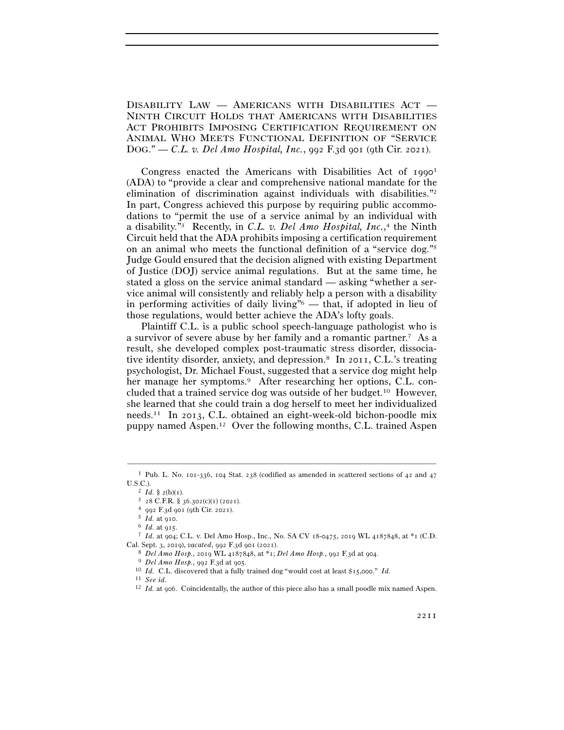# Disability Law — Americans with Disabilities Act — Ninth Circuit Holds that Americans with Disabilities Act Prohibits Imposing Certification Requirement on Animal Who Meets Functional Definition of "Service Dog." — *C.L. v. Del Amo Hospital, Inc.*, 992 F.3d 901 (9th Cir. 2021).

Congress enacted the Americans with Disabilities Act of 1990[1] (ADA) to "provide a clear and comprehensive national mandate for the elimination of discrimination against individuals with disabilities."[2] In part, Congress achieved this purpose by requiring public accommodations to "permit the use of a service animal by an individual with a disability."[3] Recently, in *C.L. v. Del Amo Hospital, Inc.*,[4] the Ninth Circuit held that the ADA prohibits imposing a certification requirement on an animal who meets the functional definition of a "service dog."[5] Judge Gould ensured that the decision aligned with existing Department of Justice (DOJ) service animal regulations. But at the same time, he stated a gloss on the service animal standard — asking "whether a service animal will consistently and reliably help a person with a disability in performing activities of daily living"[6] — that, if adopted in lieu of those regulations, would better achieve the ADA's lofty goals.

Plaintiff C.L. is a public school speech-language pathologist who is a survivor of severe abuse by her family and a romantic partner.[7] As a result, she developed complex post-traumatic stress disorder, dissociative identity disorder, anxiety, and depression.[8] In 2011, C.L.'s treating psychologist, Dr. Michael Foust, suggested that a service dog might help her manage her symptoms.[9] After researching her options, C.L. concluded that a trained service dog was outside of her budget.[10] However, she learned that she could train a dog herself to meet her individualized needs.[11] In 2013, C.L. obtained an eight-week-old bichon-poodle mix puppy named Aspen.[12] Over the following months, C.L. trained Aspen

---

[1] Pub. L. No. 101-336, 104 Stat. 238 (codified as amended in scattered sections of 42 and 47 U.S.C.).

[2] *Id.* § 2(b)(1).

[3] 28 C.F.R. § 36.302(c)(1) (2021).

[4] 992 F.3d 901 (9th Cir. 2021).

[5] *Id.* at 910.

[6] *Id.* at 915.

[7] *Id.* at 904; C.L. v. Del Amo Hosp., Inc., No. SA CV 18-0475, 2019 WL 4187848, at *1 (C.D. Cal. Sept. 3, 2019), *vacated*, 992 F.3d 901 (2021).

[8] *Del Amo Hosp.*, 2019 WL 4187848, at *1; *Del Amo Hosp.*, 992 F.3d at 904.

[9] *Del Amo Hosp.*, 992 F.3d at 905.

[10] *Id.* C.L. discovered that a fully trained dog "would cost at least $15,000." *Id.*

[11] *See id.*

[12] *Id.* at 906. Coincidentally, the author of this piece also has a small poodle mix named Aspen.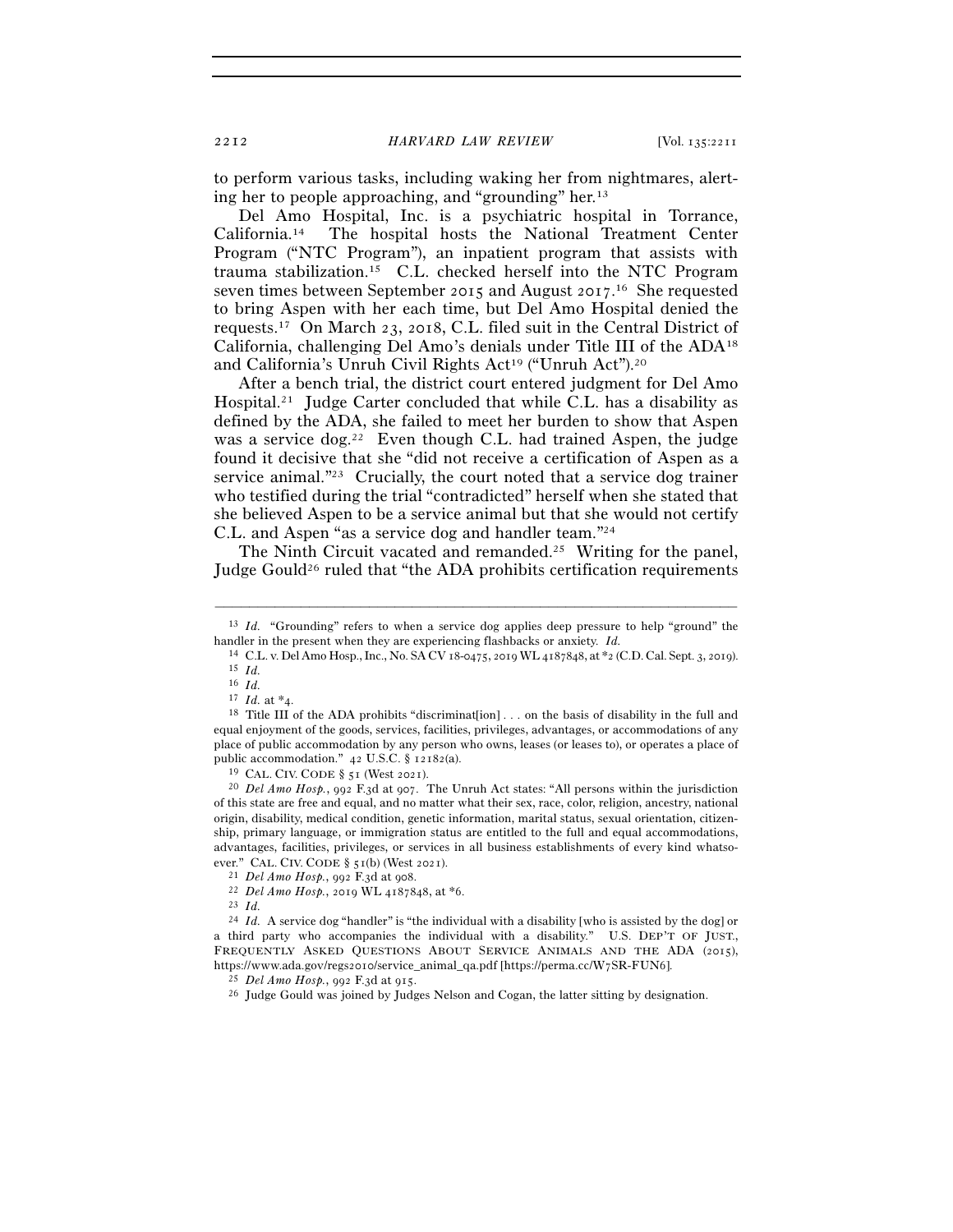to perform various tasks, including waking her from nightmares, alerting her to people approaching, and "grounding" her.[13]

Del Amo Hospital, Inc. is a psychiatric hospital in Torrance, California.[14] The hospital hosts the National Treatment Center Program ("NTC Program"), an inpatient program that assists with trauma stabilization.[15] C.L. checked herself into the NTC Program seven times between September 2015 and August 2017.[16] She requested to bring Aspen with her each time, but Del Amo Hospital denied the requests.[17] On March 23, 2018, C.L. filed suit in the Central District of California, challenging Del Amo's denials under Title III of the ADA[18] and California's Unruh Civil Rights Act[19] ("Unruh Act").[20]

After a bench trial, the district court entered judgment for Del Amo Hospital.[21] Judge Carter concluded that while C.L. has a disability as defined by the ADA, she failed to meet her burden to show that Aspen was a service dog.[22] Even though C.L. had trained Aspen, the judge found it decisive that she "did not receive a certification of Aspen as a service animal."[23] Crucially, the court noted that a service dog trainer who testified during the trial "contradicted" herself when she stated that she believed Aspen to be a service animal but that she would not certify C.L. and Aspen "as a service dog and handler team."[24]

The Ninth Circuit vacated and remanded.[25] Writing for the panel, Judge Gould[26] ruled that "the ADA prohibits certification requirements

---

[13] *Id.* "Grounding" refers to when a service dog applies deep pressure to help "ground" the handler in the present when they are experiencing flashbacks or anxiety. *Id.*

[14] C.L. v. Del Amo Hosp., Inc., No. SA CV 18-0475, 2019 WL 4187848, at *2 (C.D. Cal. Sept. 3, 2019).

[15] *Id.*

[16] *Id.*

[17] *Id.* at *4.

[18] Title III of the ADA prohibits "discriminat[ion] . . . on the basis of disability in the full and equal enjoyment of the goods, services, facilities, privileges, advantages, or accommodations of any place of public accommodation by any person who owns, leases (or leases to), or operates a place of public accommodation." 42 U.S.C. § 12182(a).

[19] CAL. CIV. CODE § 51 (West 2021).

[20] *Del Amo Hosp.*, 992 F.3d at 907. The Unruh Act states: "All persons within the jurisdiction of this state are free and equal, and no matter what their sex, race, color, religion, ancestry, national origin, disability, medical condition, genetic information, marital status, sexual orientation, citizenship, primary language, or immigration status are entitled to the full and equal accommodations, advantages, facilities, privileges, or services in all business establishments of every kind whatsoever." CAL. CIV. CODE § 51(b) (West 2021).

[21] *Del Amo Hosp.*, 992 F.3d at 908.

[22] *Del Amo Hosp.*, 2019 WL 4187848, at *6.

[23] *Id.*

[24] *Id.* A service dog "handler" is "the individual with a disability [who is assisted by the dog] or a third party who accompanies the individual with a disability." U.S. DEP'T OF JUST., FREQUENTLY ASKED QUESTIONS ABOUT SERVICE ANIMALS AND THE ADA (2015), https://www.ada.gov/regs2010/service_animal_qa.pdf [https://perma.cc/W7SR-FUN6].

[25] *Del Amo Hosp.*, 992 F.3d at 915.

[26] Judge Gould was joined by Judges Nelson and Cogan, the latter sitting by designation.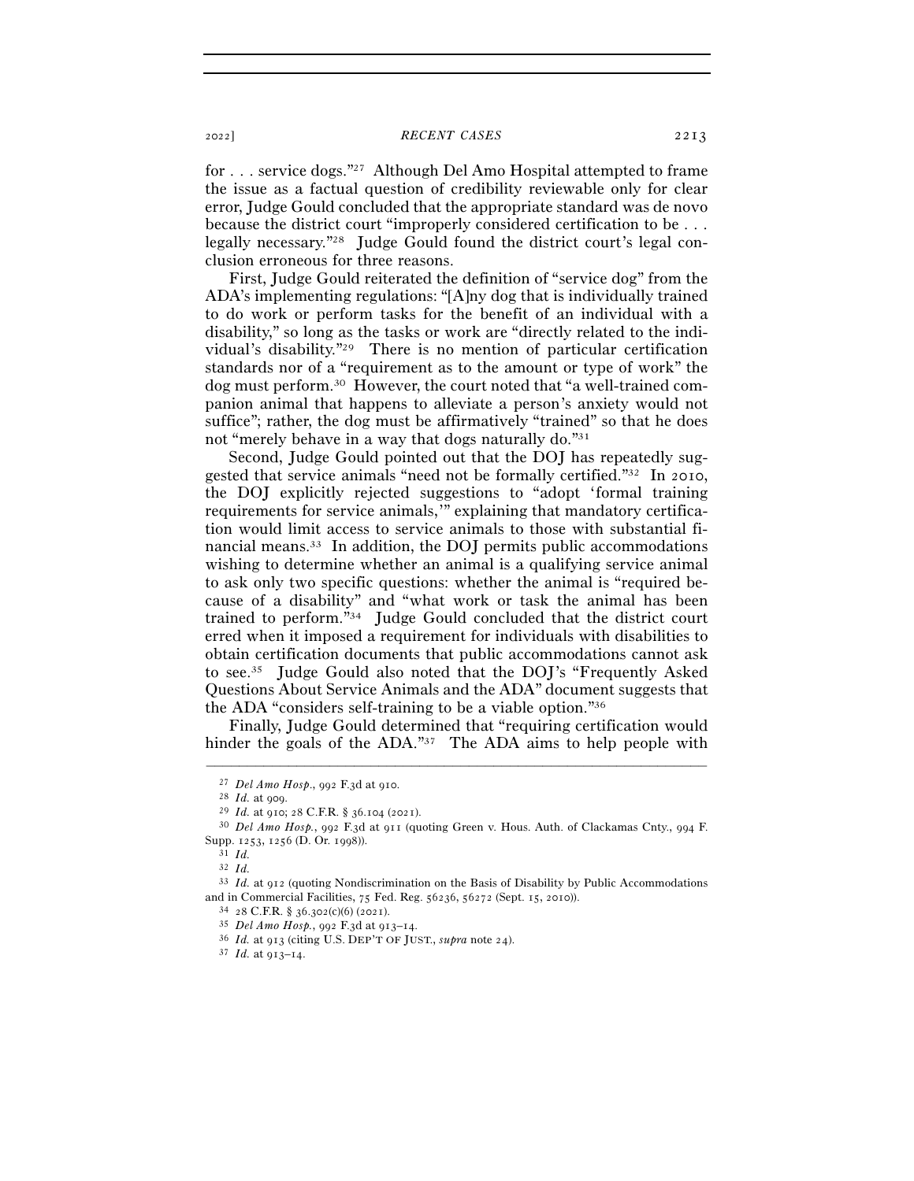for . . . service dogs."[27] Although Del Amo Hospital attempted to frame the issue as a factual question of credibility reviewable only for clear error, Judge Gould concluded that the appropriate standard was de novo because the district court "improperly considered certification to be . . . legally necessary."[28] Judge Gould found the district court's legal conclusion erroneous for three reasons.

First, Judge Gould reiterated the definition of "service dog" from the ADA's implementing regulations: "[A]ny dog that is individually trained to do work or perform tasks for the benefit of an individual with a disability," so long as the tasks or work are "directly related to the individual's disability."[29] There is no mention of particular certification standards nor of a "requirement as to the amount or type of work" the dog must perform.[30] However, the court noted that "a well-trained companion animal that happens to alleviate a person's anxiety would not suffice"; rather, the dog must be affirmatively "trained" so that he does not "merely behave in a way that dogs naturally do."[31]

Second, Judge Gould pointed out that the DOJ has repeatedly suggested that service animals "need not be formally certified."[32] In 2010, the DOJ explicitly rejected suggestions to "adopt 'formal training requirements for service animals,'" explaining that mandatory certification would limit access to service animals to those with substantial financial means.[33] In addition, the DOJ permits public accommodations wishing to determine whether an animal is a qualifying service animal to ask only two specific questions: whether the animal is "required because of a disability" and "what work or task the animal has been trained to perform."[34] Judge Gould concluded that the district court erred when it imposed a requirement for individuals with disabilities to obtain certification documents that public accommodations cannot ask to see.[35] Judge Gould also noted that the DOJ's "Frequently Asked Questions About Service Animals and the ADA" document suggests that the ADA "considers self-training to be a viable option."[36]

Finally, Judge Gould determined that "requiring certification would hinder the goals of the ADA."[37] The ADA aims to help people with

---

[27] *Del Amo Hosp.*, 992 F.3d at 910.

[28] *Id.* at 909.

[29] *Id.* at 910; 28 C.F.R. § 36.104 (2021).

[30] *Del Amo Hosp.*, 992 F.3d at 911 (quoting Green v. Hous. Auth. of Clackamas Cnty., 994 F. Supp. 1253, 1256 (D. Or. 1998)).

[31] *Id.*

[32] *Id.*

[33] *Id.* at 912 (quoting Nondiscrimination on the Basis of Disability by Public Accommodations and in Commercial Facilities, 75 Fed. Reg. 56236, 56272 (Sept. 15, 2010)).

[34] 28 C.F.R. § 36.302(c)(6) (2021).

[35] *Del Amo Hosp.*, 992 F.3d at 913–14.

[36] *Id.* at 913 (citing U.S. DEP'T OF JUST., *supra* note 24).

[37] *Id.* at 913–14.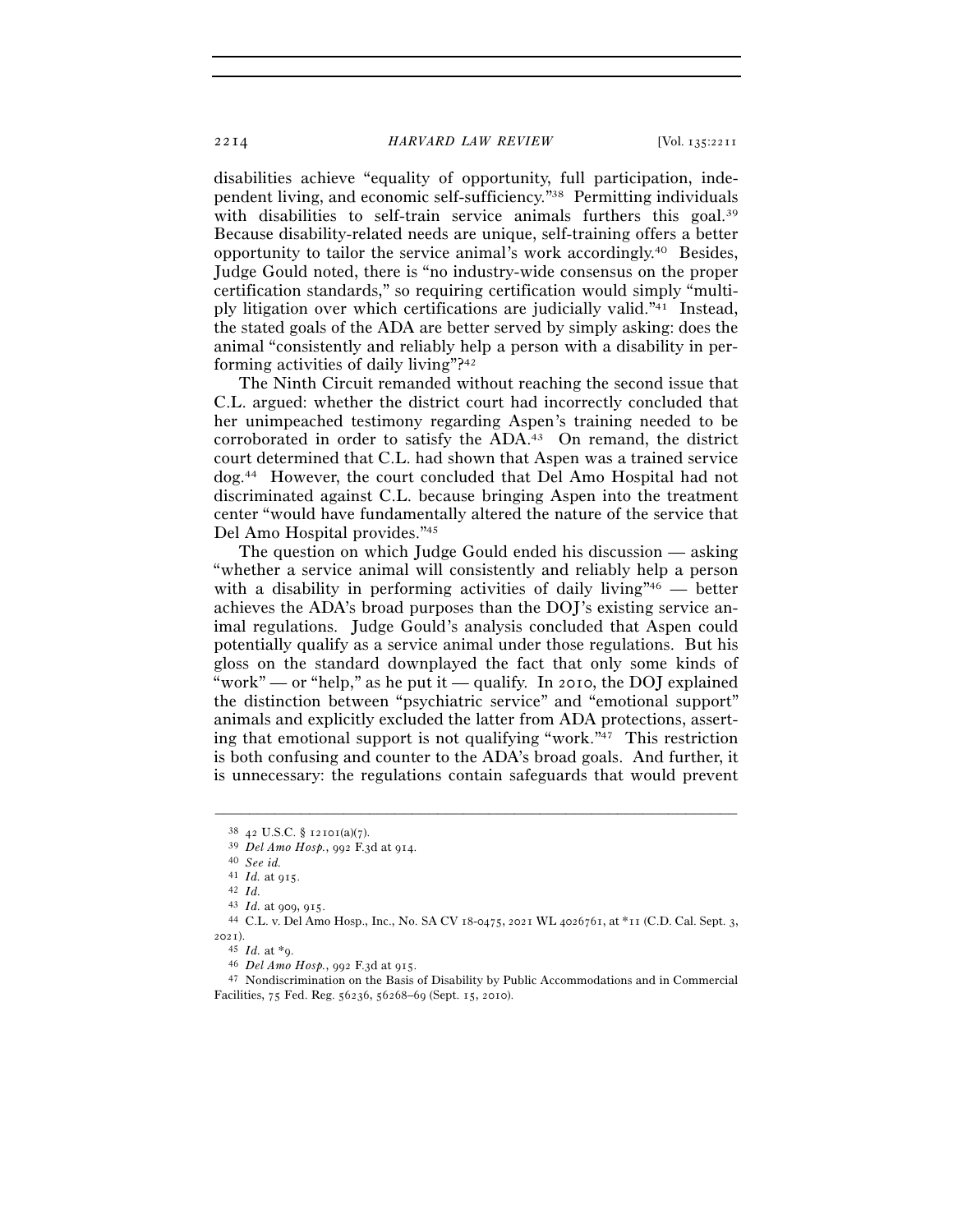disabilities achieve "equality of opportunity, full participation, independent living, and economic self-sufficiency."[38] Permitting individuals with disabilities to self-train service animals furthers this goal.[39] Because disability-related needs are unique, self-training offers a better opportunity to tailor the service animal's work accordingly.[40] Besides, Judge Gould noted, there is "no industry-wide consensus on the proper certification standards," so requiring certification would simply "multiply litigation over which certifications are judicially valid."[41] Instead, the stated goals of the ADA are better served by simply asking: does the animal "consistently and reliably help a person with a disability in performing activities of daily living"?[42]

The Ninth Circuit remanded without reaching the second issue that C.L. argued: whether the district court had incorrectly concluded that her unimpeached testimony regarding Aspen's training needed to be corroborated in order to satisfy the ADA.[43] On remand, the district court determined that C.L. had shown that Aspen was a trained service dog.[44] However, the court concluded that Del Amo Hospital had not discriminated against C.L. because bringing Aspen into the treatment center "would have fundamentally altered the nature of the service that Del Amo Hospital provides."[45]

The question on which Judge Gould ended his discussion — asking "whether a service animal will consistently and reliably help a person with a disability in performing activities of daily living"[46] — better achieves the ADA's broad purposes than the DOJ's existing service animal regulations. Judge Gould's analysis concluded that Aspen could potentially qualify as a service animal under those regulations. But his gloss on the standard downplayed the fact that only some kinds of "work" — or "help," as he put it — qualify. In 2010, the DOJ explained the distinction between "psychiatric service" and "emotional support" animals and explicitly excluded the latter from ADA protections, asserting that emotional support is not qualifying "work."[47] This restriction is both confusing and counter to the ADA's broad goals. And further, it is unnecessary: the regulations contain safeguards that would prevent

---

[38] 42 U.S.C. § 12101(a)(7).

[39] *Del Amo Hosp.*, 992 F.3d at 914.

[40] *See id.*

[41] *Id.* at 915.

[42] *Id.*

[43] *Id.* at 909, 915.

[44] C.L. v. Del Amo Hosp., Inc., No. SA CV 18-0475, 2021 WL 4026761, at *11 (C.D. Cal. Sept. 3, 2021).

[45] *Id.* at *9.

[46] *Del Amo Hosp.*, 992 F.3d at 915.

[47] Nondiscrimination on the Basis of Disability by Public Accommodations and in Commercial Facilities, 75 Fed. Reg. 56236, 56268–69 (Sept. 15, 2010).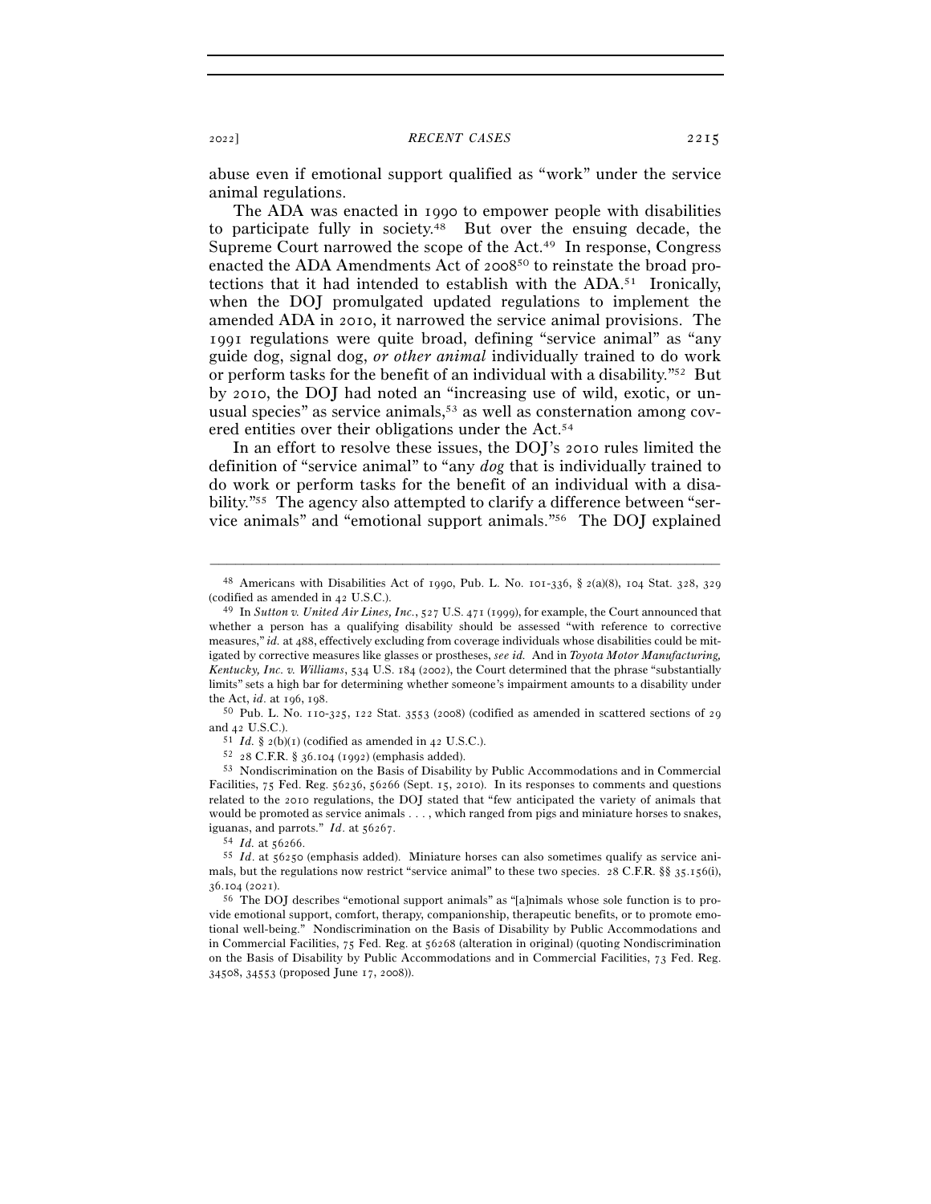abuse even if emotional support qualified as "work" under the service animal regulations.

The ADA was enacted in 1990 to empower people with disabilities to participate fully in society.[48] But over the ensuing decade, the Supreme Court narrowed the scope of the Act.[49] In response, Congress enacted the ADA Amendments Act of 2008[50] to reinstate the broad protections that it had intended to establish with the ADA.[51] Ironically, when the DOJ promulgated updated regulations to implement the amended ADA in 2010, it narrowed the service animal provisions. The 1991 regulations were quite broad, defining "service animal" as "any guide dog, signal dog, *or other animal* individually trained to do work or perform tasks for the benefit of an individual with a disability."[52] But by 2010, the DOJ had noted an "increasing use of wild, exotic, or unusual species" as service animals,[53] as well as consternation among covered entities over their obligations under the Act.[54]

In an effort to resolve these issues, the DOJ's 2010 rules limited the definition of "service animal" to "any *dog* that is individually trained to do work or perform tasks for the benefit of an individual with a disability."[55] The agency also attempted to clarify a difference between "service animals" and "emotional support animals."[56] The DOJ explained

---

[48] Americans with Disabilities Act of 1990, Pub. L. No. 101-336, § 2(a)(8), 104 Stat. 328, 329 (codified as amended in 42 U.S.C.).

[49] In *Sutton v. United Air Lines, Inc.*, 527 U.S. 471 (1999), for example, the Court announced that whether a person has a qualifying disability should be assessed "with reference to corrective measures," *id.* at 488, effectively excluding from coverage individuals whose disabilities could be mitigated by corrective measures like glasses or prostheses, *see id.* And in *Toyota Motor Manufacturing, Kentucky, Inc. v. Williams*, 534 U.S. 184 (2002), the Court determined that the phrase "substantially limits" sets a high bar for determining whether someone's impairment amounts to a disability under the Act, *id*. at 196, 198.

[50] Pub. L. No. 110-325, 122 Stat. 3553 (2008) (codified as amended in scattered sections of 29 and 42 U.S.C.).

[51] *Id.* § 2(b)(1) (codified as amended in 42 U.S.C.).

[52] 28 C.F.R. § 36.104 (1992) (emphasis added).

[53] Nondiscrimination on the Basis of Disability by Public Accommodations and in Commercial Facilities, 75 Fed. Reg. 56236, 56266 (Sept. 15, 2010). In its responses to comments and questions related to the 2010 regulations, the DOJ stated that "few anticipated the variety of animals that would be promoted as service animals . . . , which ranged from pigs and miniature horses to snakes, iguanas, and parrots." *Id*. at 56267.

[54] *Id.* at 56266.

[55] *Id*. at 56250 (emphasis added). Miniature horses can also sometimes qualify as service animals, but the regulations now restrict "service animal" to these two species. 28 C.F.R. §§ 35.156(i), 36.104 (2021).

[56] The DOJ describes "emotional support animals" as "[a]nimals whose sole function is to provide emotional support, comfort, therapy, companionship, therapeutic benefits, or to promote emotional well-being." Nondiscrimination on the Basis of Disability by Public Accommodations and in Commercial Facilities, 75 Fed. Reg. at 56268 (alteration in original) (quoting Nondiscrimination on the Basis of Disability by Public Accommodations and in Commercial Facilities, 73 Fed. Reg. 34508, 34553 (proposed June 17, 2008)).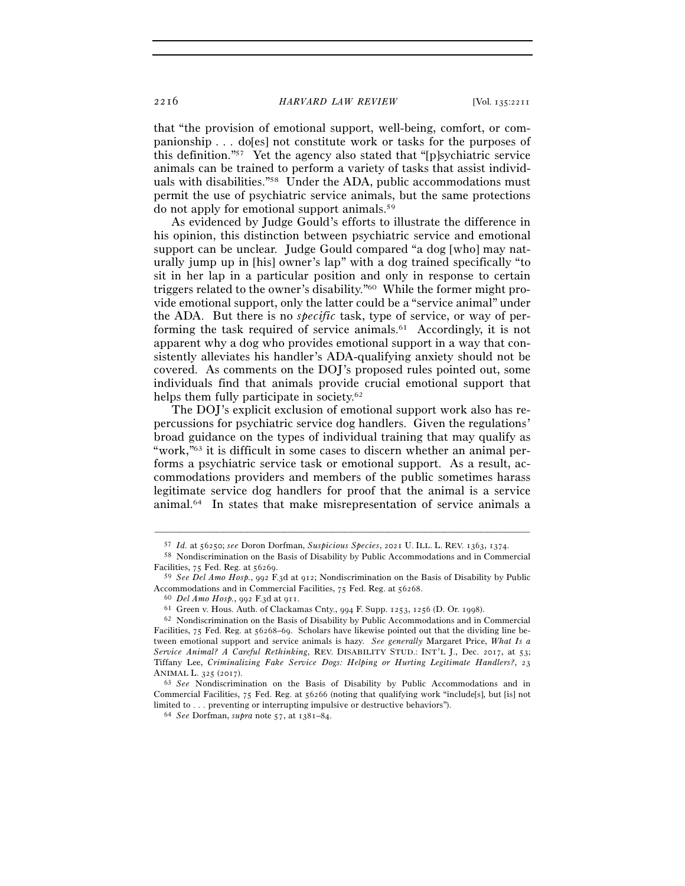that "the provision of emotional support, well-being, comfort, or companionship . . . do[es] not constitute work or tasks for the purposes of this definition."[57] Yet the agency also stated that "[p]sychiatric service animals can be trained to perform a variety of tasks that assist individuals with disabilities."[58] Under the ADA, public accommodations must permit the use of psychiatric service animals, but the same protections do not apply for emotional support animals.[59]

As evidenced by Judge Gould's efforts to illustrate the difference in his opinion, this distinction between psychiatric service and emotional support can be unclear. Judge Gould compared "a dog [who] may naturally jump up in [his] owner's lap" with a dog trained specifically "to sit in her lap in a particular position and only in response to certain triggers related to the owner's disability."[60] While the former might provide emotional support, only the latter could be a "service animal" under the ADA. But there is no *specific* task, type of service, or way of performing the task required of service animals.[61] Accordingly, it is not apparent why a dog who provides emotional support in a way that consistently alleviates his handler's ADA-qualifying anxiety should not be covered. As comments on the DOJ's proposed rules pointed out, some individuals find that animals provide crucial emotional support that helps them fully participate in society.[62]

The DOJ's explicit exclusion of emotional support work also has repercussions for psychiatric service dog handlers. Given the regulations' broad guidance on the types of individual training that may qualify as "work,"[63] it is difficult in some cases to discern whether an animal performs a psychiatric service task or emotional support. As a result, accommodations providers and members of the public sometimes harass legitimate service dog handlers for proof that the animal is a service animal.[64] In states that make misrepresentation of service animals a

---

[57] *Id.* at 56250; *see* Doron Dorfman, *Suspicious Species*, 2021 U. ILL. L. REV. 1363, 1374.

[58] Nondiscrimination on the Basis of Disability by Public Accommodations and in Commercial Facilities, 75 Fed. Reg. at 56269.

[59] *See Del Amo Hosp.*, 992 F.3d at 912; Nondiscrimination on the Basis of Disability by Public Accommodations and in Commercial Facilities, 75 Fed. Reg. at 56268.

[60] *Del Amo Hosp.*, 992 F.3d at 911.

[61] Green v. Hous. Auth. of Clackamas Cnty., 994 F. Supp. 1253, 1256 (D. Or. 1998).

[62] Nondiscrimination on the Basis of Disability by Public Accommodations and in Commercial Facilities, 75 Fed. Reg. at 56268–69. Scholars have likewise pointed out that the dividing line between emotional support and service animals is hazy. *See generally* Margaret Price, *What Is a Service Animal? A Careful Rethinking*, REV. DISABILITY STUD.: INT'L J., Dec. 2017, at 53; Tiffany Lee, *Criminalizing Fake Service Dogs: Helping or Hurting Legitimate Handlers?*, 23 ANIMAL L. 325 (2017).

[63] *See* Nondiscrimination on the Basis of Disability by Public Accommodations and in Commercial Facilities, 75 Fed. Reg. at 56266 (noting that qualifying work "include[s], but [is] not limited to . . . preventing or interrupting impulsive or destructive behaviors").

[64] *See* Dorfman, *supra* note 57, at 1381–84.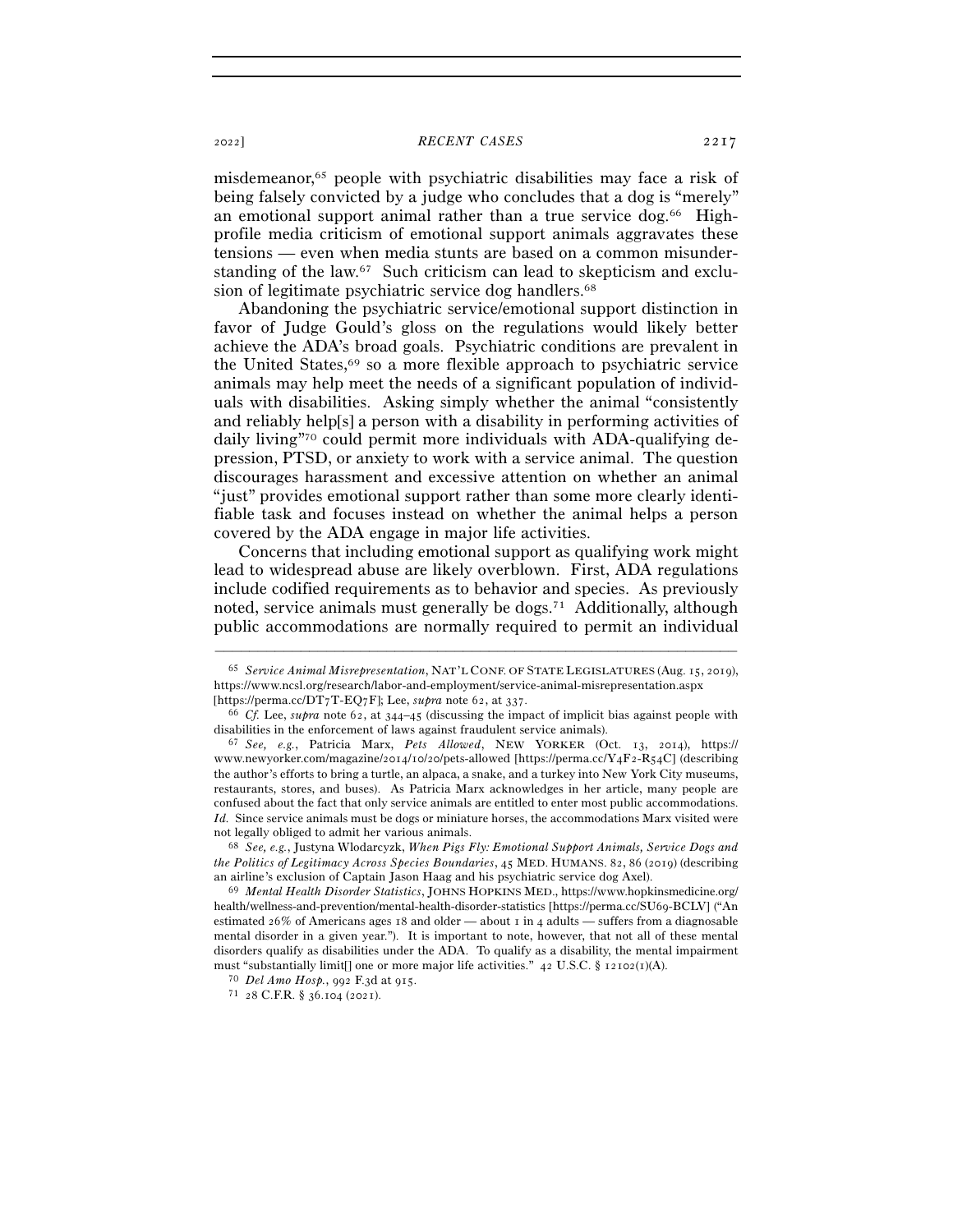misdemeanor,[65] people with psychiatric disabilities may face a risk of being falsely convicted by a judge who concludes that a dog is "merely" an emotional support animal rather than a true service dog.[66] High-profile media criticism of emotional support animals aggravates these tensions — even when media stunts are based on a common misunderstanding of the law.[67] Such criticism can lead to skepticism and exclusion of legitimate psychiatric service dog handlers.[68]

Abandoning the psychiatric service/emotional support distinction in favor of Judge Gould's gloss on the regulations would likely better achieve the ADA's broad goals. Psychiatric conditions are prevalent in the United States,[69] so a more flexible approach to psychiatric service animals may help meet the needs of a significant population of individuals with disabilities. Asking simply whether the animal "consistently and reliably help[s] a person with a disability in performing activities of daily living"[70] could permit more individuals with ADA-qualifying depression, PTSD, or anxiety to work with a service animal. The question discourages harassment and excessive attention on whether an animal "just" provides emotional support rather than some more clearly identifiable task and focuses instead on whether the animal helps a person covered by the ADA engage in major life activities.

Concerns that including emotional support as qualifying work might lead to widespread abuse are likely overblown. First, ADA regulations include codified requirements as to behavior and species. As previously noted, service animals must generally be dogs.[71] Additionally, although public accommodations are normally required to permit an individual

---

[65] *Service Animal Misrepresentation*, NAT'L CONF. OF STATE LEGISLATURES (Aug. 15, 2019), https://www.ncsl.org/research/labor-and-employment/service-animal-misrepresentation.aspx [https://perma.cc/DT7T-EQ7F]; Lee, *supra* note 62, at 337.

[66] *Cf.* Lee, *supra* note 62, at 344–45 (discussing the impact of implicit bias against people with disabilities in the enforcement of laws against fraudulent service animals).

[67] *See, e.g.*, Patricia Marx, *Pets Allowed*, NEW YORKER (Oct. 13, 2014), https://www.newyorker.com/magazine/2014/10/20/pets-allowed [https://perma.cc/Y4F2-R54C] (describing the author's efforts to bring a turtle, an alpaca, a snake, and a turkey into New York City museums, restaurants, stores, and buses). As Patricia Marx acknowledges in her article, many people are confused about the fact that only service animals are entitled to enter most public accommodations. *Id.* Since service animals must be dogs or miniature horses, the accommodations Marx visited were not legally obliged to admit her various animals.

[68] *See, e.g.*, Justyna Wlodarcyzk, *When Pigs Fly: Emotional Support Animals, Service Dogs and the Politics of Legitimacy Across Species Boundaries*, 45 MED. HUMANS. 82, 86 (2019) (describing an airline's exclusion of Captain Jason Haag and his psychiatric service dog Axel).

[69] *Mental Health Disorder Statistics*, JOHNS HOPKINS MED., https://www.hopkinsmedicine.org/health/wellness-and-prevention/mental-health-disorder-statistics [https://perma.cc/SU69-BCLV] ("An estimated 26% of Americans ages 18 and older — about 1 in 4 adults — suffers from a diagnosable mental disorder in a given year."). It is important to note, however, that not all of these mental disorders qualify as disabilities under the ADA. To qualify as a disability, the mental impairment must "substantially limit[] one or more major life activities." 42 U.S.C. § 12102(1)(A).

[70] *Del Amo Hosp.*, 992 F.3d at 915.

[71] 28 C.F.R. § 36.104 (2021).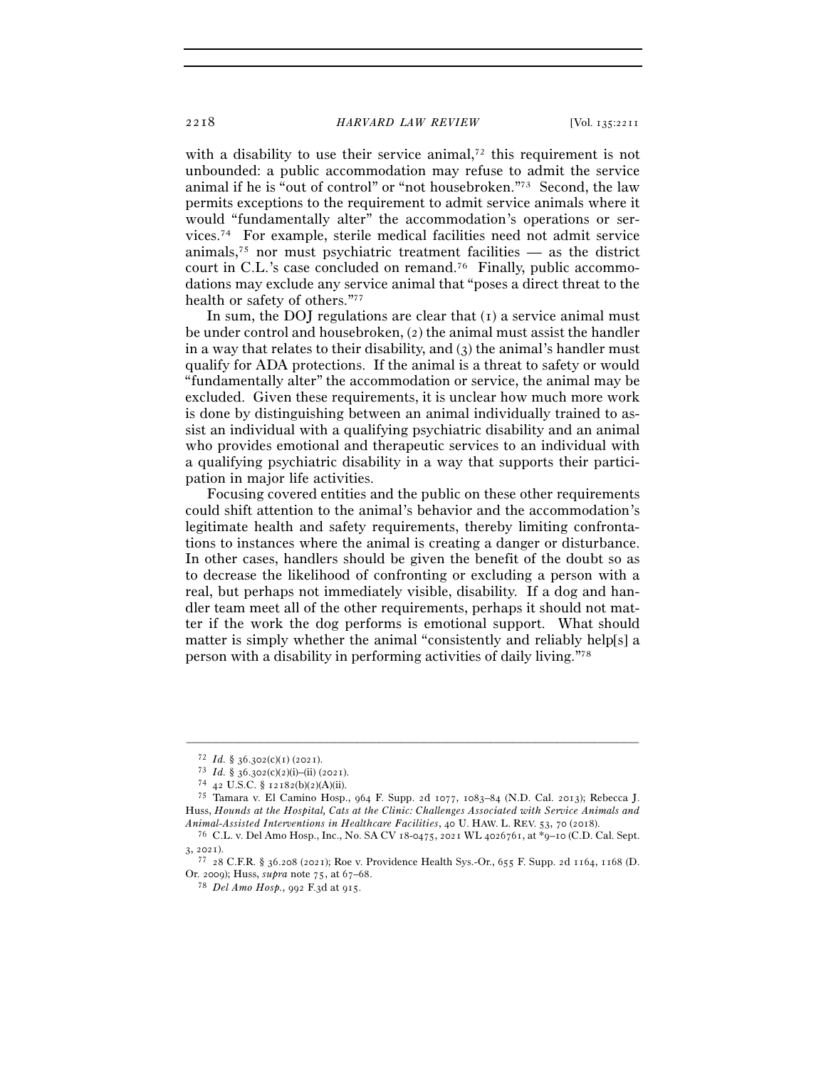with a disability to use their service animal,[72] this requirement is not unbounded: a public accommodation may refuse to admit the service animal if he is "out of control" or "not housebroken."[73] Second, the law permits exceptions to the requirement to admit service animals where it would "fundamentally alter" the accommodation's operations or services.[74] For example, sterile medical facilities need not admit service animals,[75] nor must psychiatric treatment facilities — as the district court in C.L.'s case concluded on remand.[76] Finally, public accommodations may exclude any service animal that "poses a direct threat to the health or safety of others."[77]

In sum, the DOJ regulations are clear that (1) a service animal must be under control and housebroken, (2) the animal must assist the handler in a way that relates to their disability, and (3) the animal's handler must qualify for ADA protections. If the animal is a threat to safety or would "fundamentally alter" the accommodation or service, the animal may be excluded. Given these requirements, it is unclear how much more work is done by distinguishing between an animal individually trained to assist an individual with a qualifying psychiatric disability and an animal who provides emotional and therapeutic services to an individual with a qualifying psychiatric disability in a way that supports their participation in major life activities.

Focusing covered entities and the public on these other requirements could shift attention to the animal's behavior and the accommodation's legitimate health and safety requirements, thereby limiting confrontations to instances where the animal is creating a danger or disturbance. In other cases, handlers should be given the benefit of the doubt so as to decrease the likelihood of confronting or excluding a person with a real, but perhaps not immediately visible, disability. If a dog and handler team meet all of the other requirements, perhaps it should not matter if the work the dog performs is emotional support. What should matter is simply whether the animal "consistently and reliably help[s] a person with a disability in performing activities of daily living."[78]

---

[72] *Id.* § 36.302(c)(1) (2021).

[73] *Id.* § 36.302(c)(2)(i)–(ii) (2021).

[74] 42 U.S.C. § 12182(b)(2)(A)(ii).

[75] Tamara v. El Camino Hosp., 964 F. Supp. 2d 1077, 1083–84 (N.D. Cal. 2013); Rebecca J. Huss, *Hounds at the Hospital, Cats at the Clinic: Challenges Associated with Service Animals and Animal-Assisted Interventions in Healthcare Facilities*, 40 U. HAW. L. REV. 53, 70 (2018).

[76] C.L. v. Del Amo Hosp., Inc., No. SA CV 18-0475, 2021 WL 4026761, at *9–10 (C.D. Cal. Sept. 3, 2021).

[77] 28 C.F.R. § 36.208 (2021); Roe v. Providence Health Sys.-Or., 655 F. Supp. 2d 1164, 1168 (D. Or. 2009); Huss, *supra* note 75, at 67–68.

[78] *Del Amo Hosp.*, 992 F.3d at 915.